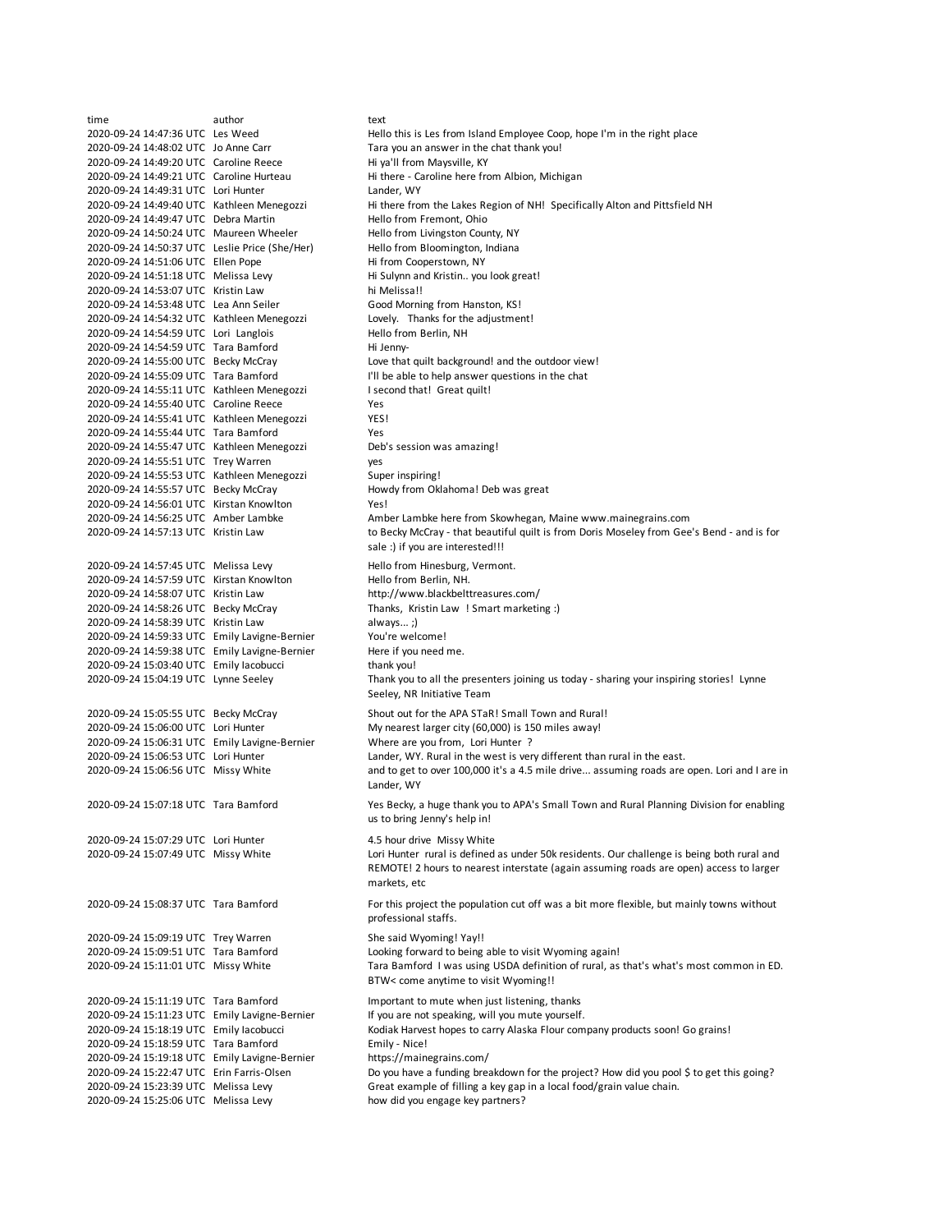| time | author | text |
|---|---|---|
| 2020-09-24 14:47:36 UTC | Les Weed | Hello this is Les from Island Employee Coop, hope I'm in the right place |
| 2020-09-24 14:48:02 UTC | Jo Anne Carr | Tara you an answer in the chat thank you! |
| 2020-09-24 14:49:20 UTC | Caroline Reece | Hi ya'll from Maysville, KY |
| 2020-09-24 14:49:21 UTC | Caroline Hurteau | Hi there - Caroline here from Albion, Michigan |
| 2020-09-24 14:49:31 UTC | Lori Hunter | Lander, WY |
| 2020-09-24 14:49:40 UTC | Kathleen Menegozzi | Hi there from the Lakes Region of NH! Specifically Alton and Pittsfield NH |
| 2020-09-24 14:49:47 UTC | Debra Martin | Hello from Fremont, Ohio |
| 2020-09-24 14:50:24 UTC | Maureen Wheeler | Hello from Livingston County, NY |
| 2020-09-24 14:50:37 UTC | Leslie Price (She/Her) | Hello from Bloomington, Indiana |
| 2020-09-24 14:51:06 UTC | Ellen Pope | Hi from Cooperstown, NY |
| 2020-09-24 14:51:18 UTC | Melissa Levy | Hi Sulynn and Kristin.. you look great! |
| 2020-09-24 14:53:07 UTC | Kristin Law | hi Melissa!! |
| 2020-09-24 14:53:48 UTC | Lea Ann Seiler | Good Morning from Hanston, KS! |
| 2020-09-24 14:54:32 UTC | Kathleen Menegozzi | Lovely. Thanks for the adjustment! |
| 2020-09-24 14:54:59 UTC | Lori Langlois | Hello from Berlin, NH |
| 2020-09-24 14:54:59 UTC | Tara Bamford | Hi Jenny- |
| 2020-09-24 14:55:00 UTC | Becky McCray | Love that quilt background! and the outdoor view! |
| 2020-09-24 14:55:09 UTC | Tara Bamford | I'll be able to help answer questions in the chat |
| 2020-09-24 14:55:11 UTC | Kathleen Menegozzi | I second that! Great quilt! |
| 2020-09-24 14:55:40 UTC | Caroline Reece | Yes |
| 2020-09-24 14:55:41 UTC | Kathleen Menegozzi | YES! |
| 2020-09-24 14:55:44 UTC | Tara Bamford | Yes |
| 2020-09-24 14:55:47 UTC | Kathleen Menegozzi | Deb's session was amazing! |
| 2020-09-24 14:55:51 UTC | Trey Warren | yes |
| 2020-09-24 14:55:53 UTC | Kathleen Menegozzi | Super inspiring! |
| 2020-09-24 14:55:57 UTC | Becky McCray | Howdy from Oklahoma! Deb was great |
| 2020-09-24 14:56:01 UTC | Kirstan Knowlton | Yes! |
| 2020-09-24 14:56:25 UTC | Amber Lambke | Amber Lambke here from Skowhegan, Maine www.mainegrains.com |
| 2020-09-24 14:57:13 UTC | Kristin Law | to Becky McCray - that beautiful quilt is from Doris Moseley from Gee's Bend - and is for sale :) if you are interested!!! |
| 2020-09-24 14:57:45 UTC | Melissa Levy | Hello from Hinesburg, Vermont. |
| 2020-09-24 14:57:59 UTC | Kirstan Knowlton | Hello from Berlin, NH. |
| 2020-09-24 14:58:07 UTC | Kristin Law | http://www.blackbelttreasures.com/ |
| 2020-09-24 14:58:26 UTC | Becky McCray | Thanks, Kristin Law ! Smart marketing :) |
| 2020-09-24 14:58:39 UTC | Kristin Law | always... ;) |
| 2020-09-24 14:59:33 UTC | Emily Lavigne-Bernier | You're welcome! |
| 2020-09-24 14:59:38 UTC | Emily Lavigne-Bernier | Here if you need me. |
| 2020-09-24 15:03:40 UTC | Emily Iacobucci | thank you! |
| 2020-09-24 15:04:19 UTC | Lynne Seeley | Thank you to all the presenters joining us today - sharing your inspiring stories! Lynne Seeley, NR Initiative Team |
| 2020-09-24 15:05:55 UTC | Becky McCray | Shout out for the APA STaR! Small Town and Rural! |
| 2020-09-24 15:06:00 UTC | Lori Hunter | My nearest larger city (60,000) is 150 miles away! |
| 2020-09-24 15:06:31 UTC | Emily Lavigne-Bernier | Where are you from, Lori Hunter ? |
| 2020-09-24 15:06:53 UTC | Lori Hunter | Lander, WY. Rural in the west is very different than rural in the east. |
| 2020-09-24 15:06:56 UTC | Missy White | and to get to over 100,000 it's a 4.5 mile drive... assuming roads are open. Lori and I are in Lander, WY |
| 2020-09-24 15:07:18 UTC | Tara Bamford | Yes Becky, a huge thank you to APA's Small Town and Rural Planning Division for enabling us to bring Jenny's help in! |
| 2020-09-24 15:07:29 UTC | Lori Hunter | 4.5 hour drive Missy White |
| 2020-09-24 15:07:49 UTC | Missy White | Lori Hunter rural is defined as under 50k residents. Our challenge is being both rural and REMOTE! 2 hours to nearest interstate (again assuming roads are open) access to larger markets, etc |
| 2020-09-24 15:08:37 UTC | Tara Bamford | For this project the population cut off was a bit more flexible, but mainly towns without professional staffs. |
| 2020-09-24 15:09:19 UTC | Trey Warren | She said Wyoming! Yay!! |
| 2020-09-24 15:09:51 UTC | Tara Bamford | Looking forward to being able to visit Wyoming again! |
| 2020-09-24 15:11:01 UTC | Missy White | Tara Bamford I was using USDA definition of rural, as that's what's most common in ED. BTW< come anytime to visit Wyoming!! |
| 2020-09-24 15:11:19 UTC | Tara Bamford | Important to mute when just listening, thanks |
| 2020-09-24 15:11:23 UTC | Emily Lavigne-Bernier | If you are not speaking, will you mute yourself. |
| 2020-09-24 15:18:19 UTC | Emily Iacobucci | Kodiak Harvest hopes to carry Alaska Flour company products soon! Go grains! |
| 2020-09-24 15:18:59 UTC | Tara Bamford | Emily - Nice! |
| 2020-09-24 15:19:18 UTC | Emily Lavigne-Bernier | https://mainegrains.com/ |
| 2020-09-24 15:22:47 UTC | Erin Farris-Olsen | Do you have a funding breakdown for the project? How did you pool $ to get this going? |
| 2020-09-24 15:23:39 UTC | Melissa Levy | Great example of filling a key gap in a local food/grain value chain. |
| 2020-09-24 15:25:06 UTC | Melissa Levy | how did you engage key partners? |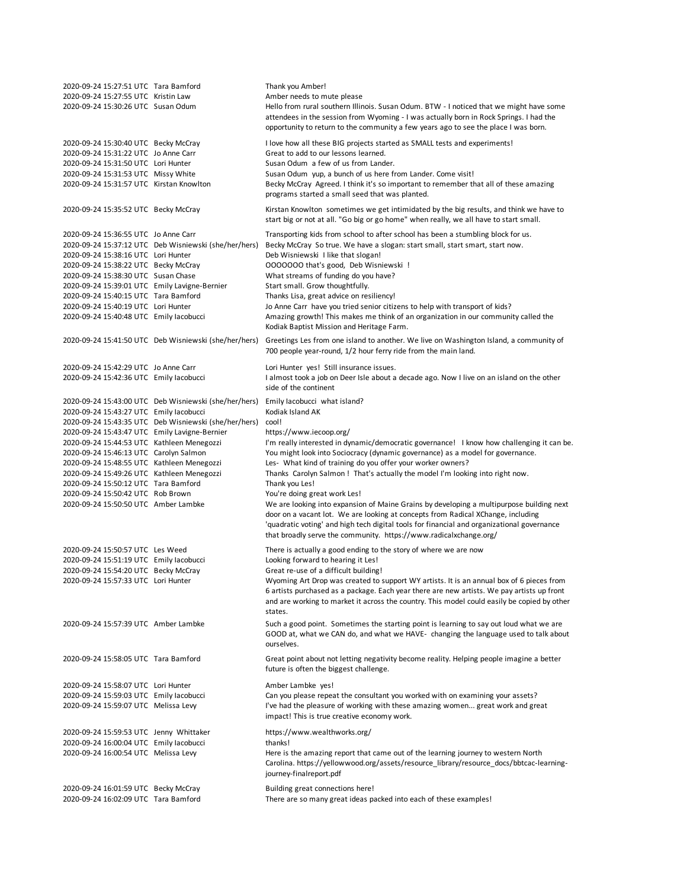| | | |
|---|---|---|
| 2020-09-24 15:27:51 UTC | Tara Bamford | Thank you Amber! |
| 2020-09-24 15:27:55 UTC | Kristin Law | Amber needs to mute please |
| 2020-09-24 15:30:26 UTC | Susan Odum | Hello from rural southern Illinois. Susan Odum. BTW - I noticed that we might have some attendees in the session from Wyoming - I was actually born in Rock Springs. I had the opportunity to return to the community a few years ago to see the place I was born. |
| 2020-09-24 15:30:40 UTC | Becky McCray | I love how all these BIG projects started as SMALL tests and experiments! |
| 2020-09-24 15:31:22 UTC | Jo Anne Carr | Great to add to our lessons learned. |
| 2020-09-24 15:31:50 UTC | Lori Hunter | Susan Odum a few of us from Lander. |
| 2020-09-24 15:31:53 UTC | Missy White | Susan Odum yup, a bunch of us here from Lander. Come visit! |
| 2020-09-24 15:31:57 UTC | Kirstan Knowlton | Becky McCray Agreed. I think it's so important to remember that all of these amazing programs started a small seed that was planted. |
| 2020-09-24 15:35:52 UTC | Becky McCray | Kirstan Knowlton sometimes we get intimidated by the big results, and think we have to start big or not at all. "Go big or go home" when really, we all have to start small. |
| 2020-09-24 15:36:55 UTC | Jo Anne Carr | Transporting kids from school to after school has been a stumbling block for us. |
| 2020-09-24 15:37:12 UTC | Deb Wisniewski (she/her/hers) | Becky McCray So true. We have a slogan: start small, start smart, start now. |
| 2020-09-24 15:38:16 UTC | Lori Hunter | Deb Wisniewski I like that slogan! |
| 2020-09-24 15:38:22 UTC | Becky McCray | OOOOOOO that's good, Deb Wisniewski ! |
| 2020-09-24 15:38:30 UTC | Susan Chase | What streams of funding do you have? |
| 2020-09-24 15:39:01 UTC | Emily Lavigne-Bernier | Start small. Grow thoughtfully. |
| 2020-09-24 15:40:15 UTC | Tara Bamford | Thanks Lisa, great advice on resiliency! |
| 2020-09-24 15:40:19 UTC | Lori Hunter | Jo Anne Carr have you tried senior citizens to help with transport of kids? |
| 2020-09-24 15:40:48 UTC | Emily Iacobucci | Amazing growth! This makes me think of an organization in our community called the Kodiak Baptist Mission and Heritage Farm. |
| 2020-09-24 15:41:50 UTC | Deb Wisniewski (she/her/hers) | Greetings Les from one island to another. We live on Washington Island, a community of 700 people year-round, 1/2 hour ferry ride from the main land. |
| 2020-09-24 15:42:29 UTC | Jo Anne Carr | Lori Hunter yes! Still insurance issues. |
| 2020-09-24 15:42:36 UTC | Emily Iacobucci | I almost took a job on Deer Isle about a decade ago. Now I live on an island on the other side of the continent |
| 2020-09-24 15:43:00 UTC | Deb Wisniewski (she/her/hers) | Emily Iacobucci what island? |
| 2020-09-24 15:43:27 UTC | Emily Iacobucci | Kodiak Island AK |
| 2020-09-24 15:43:35 UTC | Deb Wisniewski (she/her/hers) | cool! |
| 2020-09-24 15:43:47 UTC | Emily Lavigne-Bernier | https://www.iecoop.org/ |
| 2020-09-24 15:44:53 UTC | Kathleen Menegozzi | I'm really interested in dynamic/democratic governance! I know how challenging it can be. |
| 2020-09-24 15:46:13 UTC | Carolyn Salmon | You might look into Sociocracy (dynamic governance) as a model for governance. |
| 2020-09-24 15:48:55 UTC | Kathleen Menegozzi | Les- What kind of training do you offer your worker owners? |
| 2020-09-24 15:49:26 UTC | Kathleen Menegozzi | Thanks Carolyn Salmon ! That's actually the model I'm looking into right now. |
| 2020-09-24 15:50:12 UTC | Tara Bamford | Thank you Les! |
| 2020-09-24 15:50:42 UTC | Rob Brown | You're doing great work Les! |
| 2020-09-24 15:50:50 UTC | Amber Lambke | We are looking into expansion of Maine Grains by developing a multipurpose building next door on a vacant lot. We are looking at concepts from Radical XChange, including 'quadratic voting' and high tech digital tools for financial and organizational governance that broadly serve the community. https://www.radicalxchange.org/ |
| 2020-09-24 15:50:57 UTC | Les Weed | There is actually a good ending to the story of where we are now |
| 2020-09-24 15:51:19 UTC | Emily Iacobucci | Looking forward to hearing it Les! |
| 2020-09-24 15:54:20 UTC | Becky McCray | Great re-use of a difficult building! |
| 2020-09-24 15:57:33 UTC | Lori Hunter | Wyoming Art Drop was created to support WY artists. It is an annual box of 6 pieces from 6 artists purchased as a package. Each year there are new artists. We pay artists up front and are working to market it across the country. This model could easily be copied by other states. |
| 2020-09-24 15:57:39 UTC | Amber Lambke | Such a good point. Sometimes the starting point is learning to say out loud what we are GOOD at, what we CAN do, and what we HAVE- changing the language used to talk about ourselves. |
| 2020-09-24 15:58:05 UTC | Tara Bamford | Great point about not letting negativity become reality. Helping people imagine a better future is often the biggest challenge. |
| 2020-09-24 15:58:07 UTC | Lori Hunter | Amber Lambke yes! |
| 2020-09-24 15:59:03 UTC | Emily Iacobucci | Can you please repeat the consultant you worked with on examining your assets? |
| 2020-09-24 15:59:07 UTC | Melissa Levy | I've had the pleasure of working with these amazing women... great work and great impact! This is true creative economy work. |
| 2020-09-24 15:59:53 UTC | Jenny Whittaker | https://www.wealthworks.org/ |
| 2020-09-24 16:00:04 UTC | Emily Iacobucci | thanks! |
| 2020-09-24 16:00:54 UTC | Melissa Levy | Here is the amazing report that came out of the learning journey to western North Carolina. https://yellowwood.org/assets/resource_library/resource_docs/bbtcac-learning-journey-finalreport.pdf |
| 2020-09-24 16:01:59 UTC | Becky McCray | Building great connections here! |
| 2020-09-24 16:02:09 UTC | Tara Bamford | There are so many great ideas packed into each of these examples! |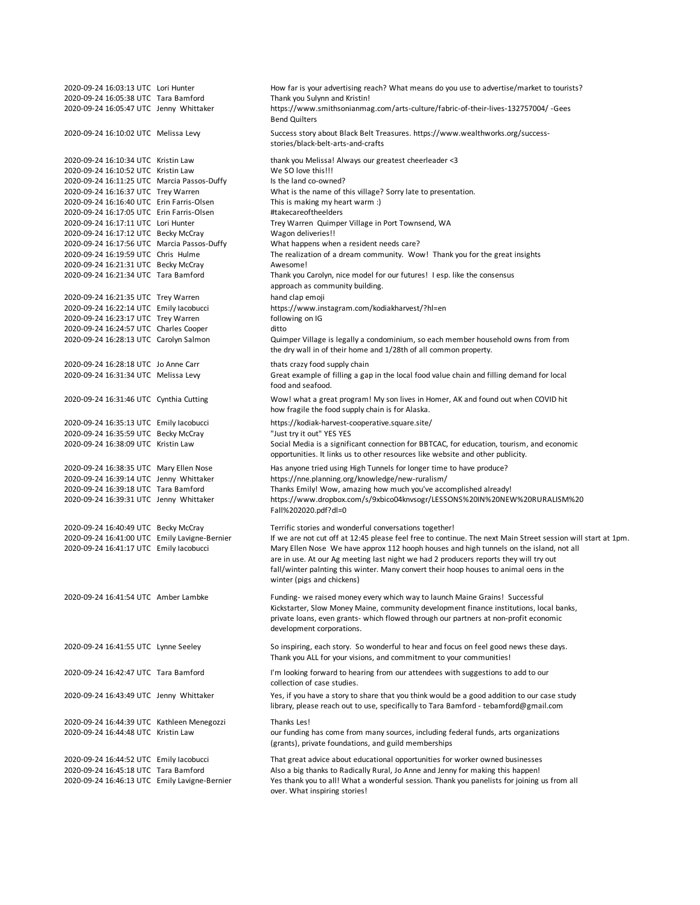| | | |
|---|---|---|
| 2020-09-24 16:03:13 UTC | Lori Hunter | How far is your advertising reach? What means do you use to advertise/market to tourists? |
| 2020-09-24 16:05:38 UTC | Tara Bamford | Thank you Sulynn and Kristin! |
| 2020-09-24 16:05:47 UTC | Jenny Whittaker | https://www.smithsonianmag.com/arts-culture/fabric-of-their-lives-132757004/ -Gees Bend Quilters |
| 2020-09-24 16:10:02 UTC | Melissa Levy | Success story about Black Belt Treasures. https://www.wealthworks.org/success-stories/black-belt-arts-and-crafts |
| 2020-09-24 16:10:34 UTC | Kristin Law | thank you Melissa! Always our greatest cheerleader <3 |
| 2020-09-24 16:10:52 UTC | Kristin Law | We SO love this!!! |
| 2020-09-24 16:11:25 UTC | Marcia Passos-Duffy | Is the land co-owned? |
| 2020-09-24 16:16:37 UTC | Trey Warren | What is the name of this village? Sorry late to presentation. |
| 2020-09-24 16:16:40 UTC | Erin Farris-Olsen | This is making my heart warm :) |
| 2020-09-24 16:17:05 UTC | Erin Farris-Olsen | #takecareoftheelders |
| 2020-09-24 16:17:11 UTC | Lori Hunter | Trey Warren Quimper Village in Port Townsend, WA |
| 2020-09-24 16:17:12 UTC | Becky McCray | Wagon deliveries!! |
| 2020-09-24 16:17:56 UTC | Marcia Passos-Duffy | What happens when a resident needs care? |
| 2020-09-24 16:19:59 UTC | Chris Hulme | The realization of a dream community. Wow! Thank you for the great insights |
| 2020-09-24 16:21:31 UTC | Becky McCray | Awesome! |
| 2020-09-24 16:21:34 UTC | Tara Bamford | Thank you Carolyn, nice model for our futures! I esp. like the consensus approach as community building. |
| 2020-09-24 16:21:35 UTC | Trey Warren | hand clap emoji |
| 2020-09-24 16:22:14 UTC | Emily Iacobucci | https://www.instagram.com/kodiakharvest/?hl=en |
| 2020-09-24 16:23:17 UTC | Trey Warren | following on IG |
| 2020-09-24 16:24:57 UTC | Charles Cooper | ditto |
| 2020-09-24 16:28:13 UTC | Carolyn Salmon | Quimper Village is legally a condominium, so each member household owns from from the dry wall in of their home and 1/28th of all common property. |
| 2020-09-24 16:28:18 UTC | Jo Anne Carr | thats crazy food supply chain |
| 2020-09-24 16:31:34 UTC | Melissa Levy | Great example of filling a gap in the local food value chain and filling demand for local food and seafood. |
| 2020-09-24 16:31:46 UTC | Cynthia Cutting | Wow! what a great program! My son lives in Homer, AK and found out when COVID hit how fragile the food supply chain is for Alaska. |
| 2020-09-24 16:35:13 UTC | Emily Iacobucci | https://kodiak-harvest-cooperative.square.site/ |
| 2020-09-24 16:35:59 UTC | Becky McCray | "Just try it out" YES YES |
| 2020-09-24 16:38:09 UTC | Kristin Law | Social Media is a significant connection for BBTCAC, for education, tourism, and economic opportunities. It links us to other resources like website and other publicity. |
| 2020-09-24 16:38:35 UTC | Mary Ellen Nose | Has anyone tried using High Tunnels for longer time to have produce? |
| 2020-09-24 16:39:14 UTC | Jenny Whittaker | https://nne.planning.org/knowledge/new-ruralism/ |
| 2020-09-24 16:39:18 UTC | Tara Bamford | Thanks Emily! Wow, amazing how much you've accomplished already! |
| 2020-09-24 16:39:31 UTC | Jenny Whittaker | https://www.dropbox.com/s/9xbico04knvsogr/LESSONS%20IN%20NEW%20RURALISM%20Fall%202020.pdf?dl=0 |
| 2020-09-24 16:40:49 UTC | Becky McCray | Terrific stories and wonderful conversations together! |
| 2020-09-24 16:41:00 UTC | Emily Lavigne-Bernier | If we are not cut off at 12:45 please feel free to continue. The next Main Street session will start at 1pm. |
| 2020-09-24 16:41:17 UTC | Emily Iacobucci | Mary Ellen Nose We have approx 112 hooph houses and high tunnels on the island, not all are in use. At our Ag meeting last night we had 2 producers reports they will try out fall/winter palnting this winter. Many convert their hoop houses to animal oens in the winter (pigs and chickens) |
| 2020-09-24 16:41:54 UTC | Amber Lambke | Funding- we raised money every which way to launch Maine Grains! Successful Kickstarter, Slow Money Maine, community development finance institutions, local banks, private loans, even grants- which flowed through our partners at non-profit economic development corporations. |
| 2020-09-24 16:41:55 UTC | Lynne Seeley | So inspiring, each story. So wonderful to hear and focus on feel good news these days. Thank you ALL for your visions, and commitment to your communities! |
| 2020-09-24 16:42:47 UTC | Tara Bamford | I'm looking forward to hearing from our attendees with suggestions to add to our collection of case studies. |
| 2020-09-24 16:43:49 UTC | Jenny Whittaker | Yes, if you have a story to share that you think would be a good addition to our case study library, please reach out to use, specifically to Tara Bamford - tebamford@gmail.com |
| 2020-09-24 16:44:39 UTC | Kathleen Menegozzi | Thanks Les! |
| 2020-09-24 16:44:48 UTC | Kristin Law | our funding has come from many sources, including federal funds, arts organizations (grants), private foundations, and guild memberships |
| 2020-09-24 16:44:52 UTC | Emily Iacobucci | That great advice about educational opportunities for worker owned businesses |
| 2020-09-24 16:45:18 UTC | Tara Bamford | Also a big thanks to Radically Rural, Jo Anne and Jenny for making this happen! |
| 2020-09-24 16:46:13 UTC | Emily Lavigne-Bernier | Yes thank you to all! What a wonderful session. Thank you panelists for joining us from all over. What inspiring stories! |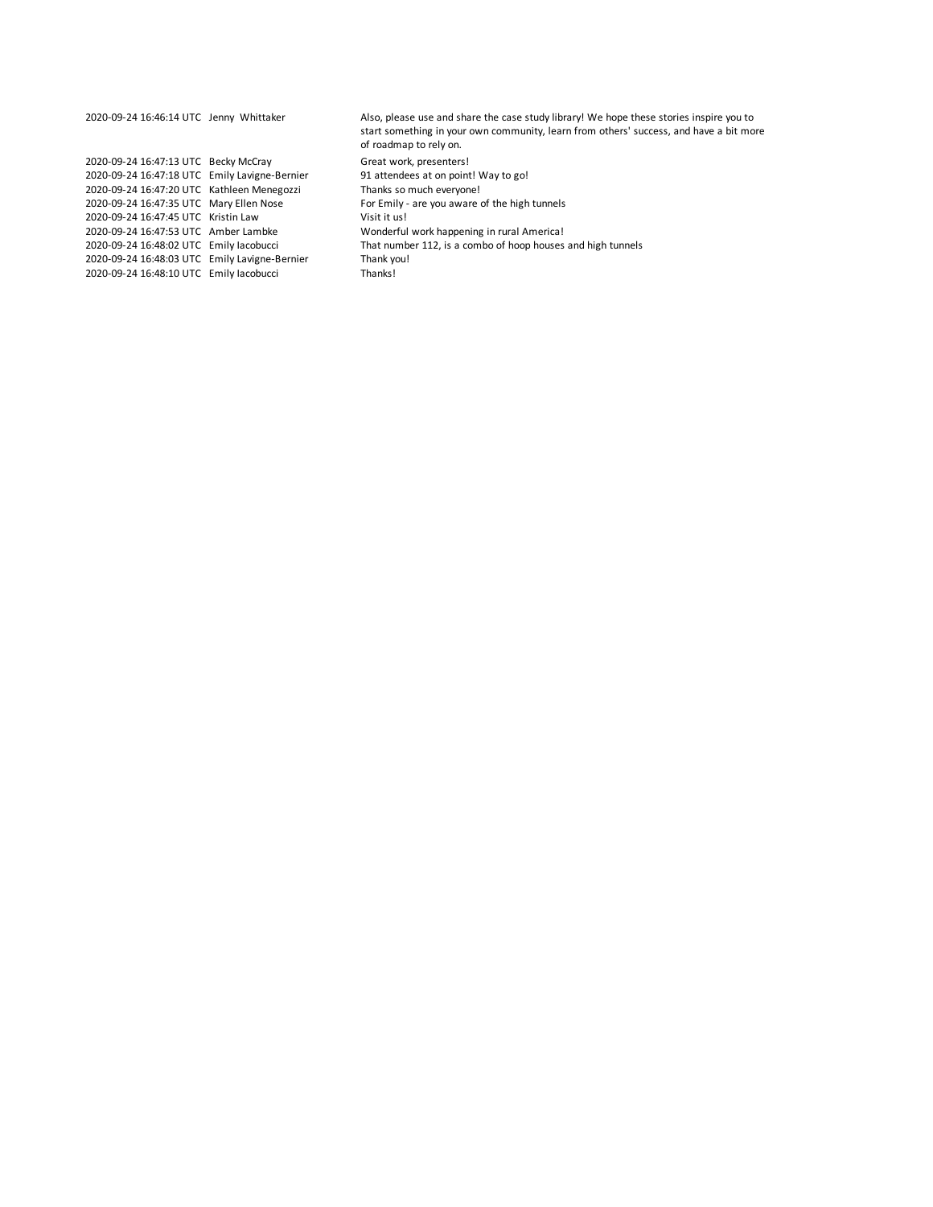| | | |
|---|---|---|
| 2020-09-24 16:46:14 UTC | Jenny Whittaker | Also, please use and share the case study library! We hope these stories inspire you to start something in your own community, learn from others' success, and have a bit more of roadmap to rely on. |
| 2020-09-24 16:47:13 UTC | Becky McCray | Great work, presenters! |
| 2020-09-24 16:47:18 UTC | Emily Lavigne-Bernier | 91 attendees at on point! Way to go! |
| 2020-09-24 16:47:20 UTC | Kathleen Menegozzi | Thanks so much everyone! |
| 2020-09-24 16:47:35 UTC | Mary Ellen Nose | For Emily - are you aware of the high tunnels |
| 2020-09-24 16:47:45 UTC | Kristin Law | Visit it us! |
| 2020-09-24 16:47:53 UTC | Amber Lambke | Wonderful work happening in rural America! |
| 2020-09-24 16:48:02 UTC | Emily Iacobucci | That number 112, is a combo of hoop houses and high tunnels |
| 2020-09-24 16:48:03 UTC | Emily Lavigne-Bernier | Thank you! |
| 2020-09-24 16:48:10 UTC | Emily Iacobucci | Thanks! |